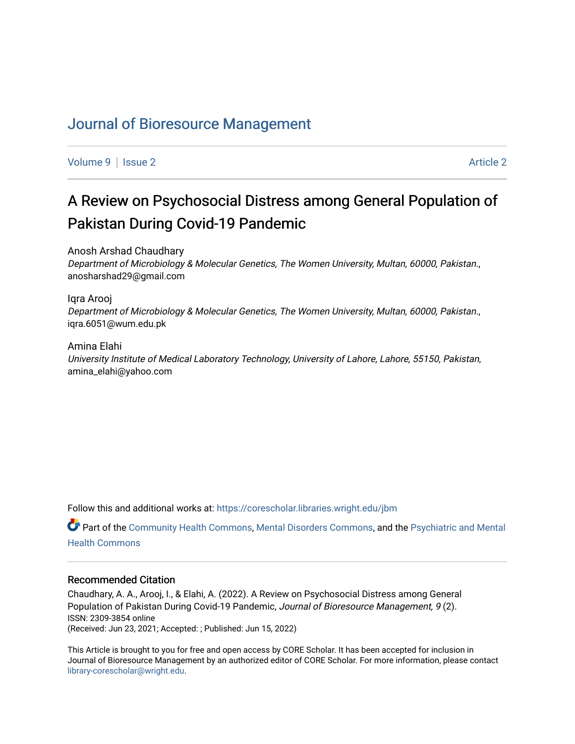# Journal of Bioresource Management

Volume 9 | Issue 2 Article 2

## A Review on Psychosocial Distress among General Population of Pakistan During Covid-19 Pandemic

Anosh Arshad Chaudhary
*Department of Microbiology & Molecular Genetics, The Women University, Multan, 60000, Pakistan.*, anosharshad29@gmail.com

Iqra Arooj
*Department of Microbiology & Molecular Genetics, The Women University, Multan, 60000, Pakistan.*, iqra.6051@wum.edu.pk

Amina Elahi
*University Institute of Medical Laboratory Technology, University of Lahore, Lahore, 55150, Pakistan*, amina_elahi@yahoo.com

Follow this and additional works at: https://corescholar.libraries.wright.edu/jbm

Part of the Community Health Commons, Mental Disorders Commons, and the Psychiatric and Mental Health Commons

### Recommended Citation

Chaudhary, A. A., Arooj, I., & Elahi, A. (2022). A Review on Psychosocial Distress among General Population of Pakistan During Covid-19 Pandemic, *Journal of Bioresource Management, 9* (2).
ISSN: 2309-3854 online
(Received: Jun 23, 2021; Accepted: ; Published: Jun 15, 2022)

This Article is brought to you for free and open access by CORE Scholar. It has been accepted for inclusion in Journal of Bioresource Management by an authorized editor of CORE Scholar. For more information, please contact library-corescholar@wright.edu.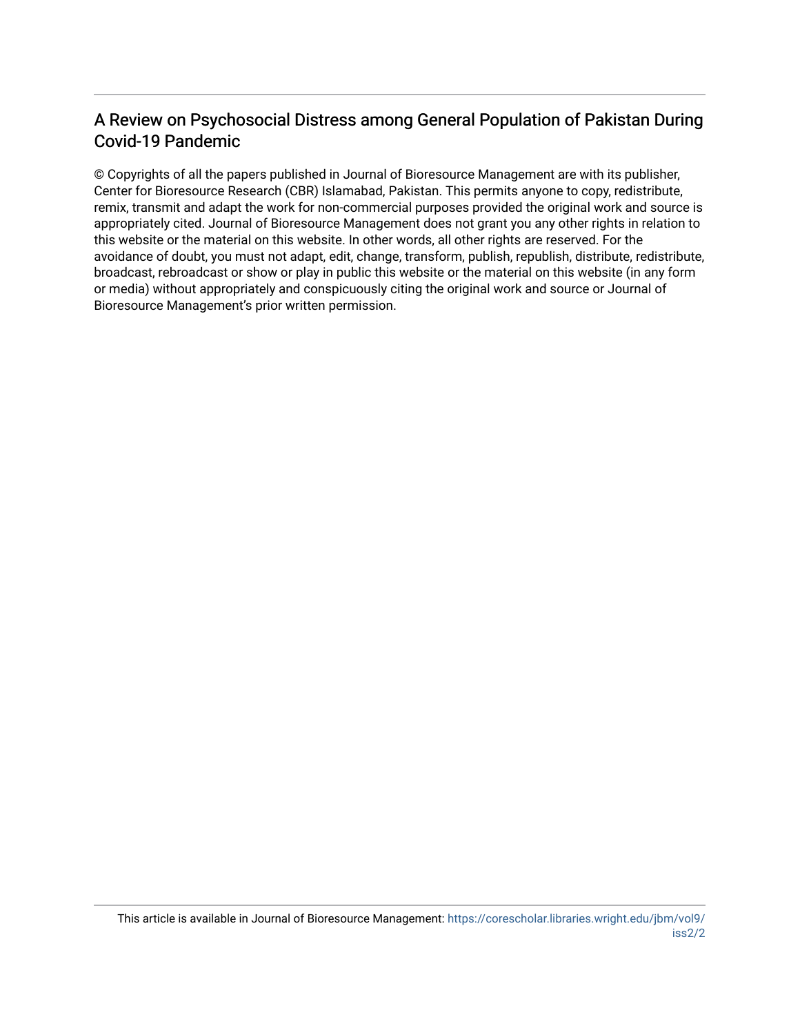# A Review on Psychosocial Distress among General Population of Pakistan During Covid-19 Pandemic

© Copyrights of all the papers published in Journal of Bioresource Management are with its publisher, Center for Bioresource Research (CBR) Islamabad, Pakistan. This permits anyone to copy, redistribute, remix, transmit and adapt the work for non-commercial purposes provided the original work and source is appropriately cited. Journal of Bioresource Management does not grant you any other rights in relation to this website or the material on this website. In other words, all other rights are reserved. For the avoidance of doubt, you must not adapt, edit, change, transform, publish, republish, distribute, redistribute, broadcast, rebroadcast or show or play in public this website or the material on this website (in any form or media) without appropriately and conspicuously citing the original work and source or Journal of Bioresource Management's prior written permission.

This article is available in Journal of Bioresource Management: https://corescholar.libraries.wright.edu/jbm/vol9/iss2/2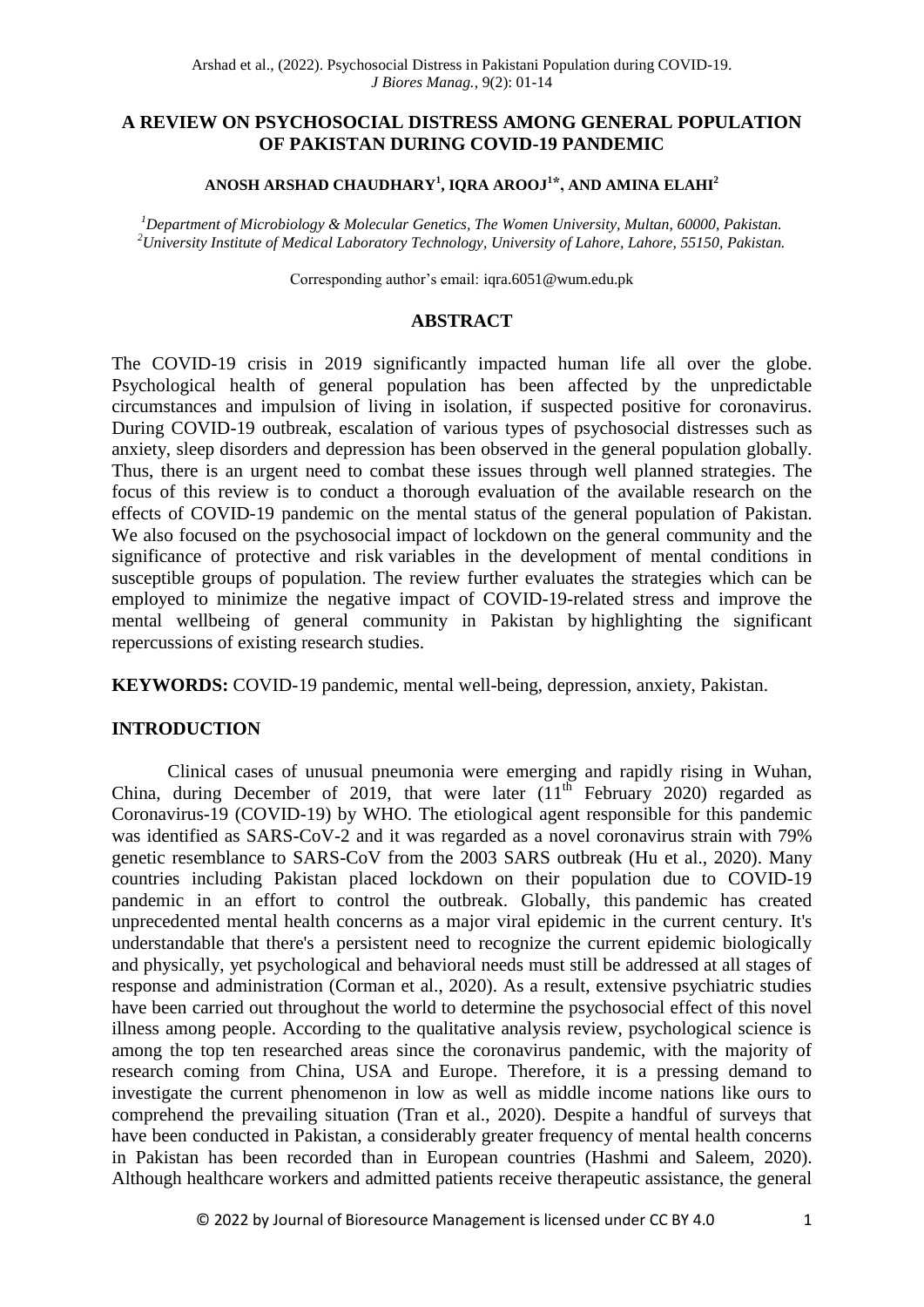# A REVIEW ON PSYCHOSOCIAL DISTRESS AMONG GENERAL POPULATION OF PAKISTAN DURING COVID-19 PANDEMIC

**ANOSH ARSHAD CHAUDHARY[1], IQRA AROOJ[1*], AND AMINA ELAHI[2]**

*[1]Department of Microbiology & Molecular Genetics, The Women University, Multan, 60000, Pakistan.*
*[2]University Institute of Medical Laboratory Technology, University of Lahore, Lahore, 55150, Pakistan.*

Corresponding author's email: iqra.6051@wum.edu.pk

## ABSTRACT

The COVID-19 crisis in 2019 significantly impacted human life all over the globe. Psychological health of general population has been affected by the unpredictable circumstances and impulsion of living in isolation, if suspected positive for coronavirus. During COVID-19 outbreak, escalation of various types of psychosocial distresses such as anxiety, sleep disorders and depression has been observed in the general population globally. Thus, there is an urgent need to combat these issues through well planned strategies. The focus of this review is to conduct a thorough evaluation of the available research on the effects of COVID-19 pandemic on the mental status of the general population of Pakistan. We also focused on the psychosocial impact of lockdown on the general community and the significance of protective and risk variables in the development of mental conditions in susceptible groups of population. The review further evaluates the strategies which can be employed to minimize the negative impact of COVID-19-related stress and improve the mental wellbeing of general community in Pakistan by highlighting the significant repercussions of existing research studies.

**KEYWORDS:** COVID-19 pandemic, mental well-being, depression, anxiety, Pakistan.

## INTRODUCTION

Clinical cases of unusual pneumonia were emerging and rapidly rising in Wuhan, China, during December of 2019, that were later (11$^{th}$ February 2020) regarded as Coronavirus-19 (COVID-19) by WHO. The etiological agent responsible for this pandemic was identified as SARS-CoV-2 and it was regarded as a novel coronavirus strain with 79% genetic resemblance to SARS-CoV from the 2003 SARS outbreak (Hu et al., 2020). Many countries including Pakistan placed lockdown on their population due to COVID-19 pandemic in an effort to control the outbreak. Globally, this pandemic has created unprecedented mental health concerns as a major viral epidemic in the current century. It's understandable that there's a persistent need to recognize the current epidemic biologically and physically, yet psychological and behavioral needs must still be addressed at all stages of response and administration (Corman et al., 2020). As a result, extensive psychiatric studies have been carried out throughout the world to determine the psychosocial effect of this novel illness among people. According to the qualitative analysis review, psychological science is among the top ten researched areas since the coronavirus pandemic, with the majority of research coming from China, USA and Europe. Therefore, it is a pressing demand to investigate the current phenomenon in low as well as middle income nations like ours to comprehend the prevailing situation (Tran et al., 2020). Despite a handful of surveys that have been conducted in Pakistan, a considerably greater frequency of mental health concerns in Pakistan has been recorded than in European countries (Hashmi and Saleem, 2020). Although healthcare workers and admitted patients receive therapeutic assistance, the general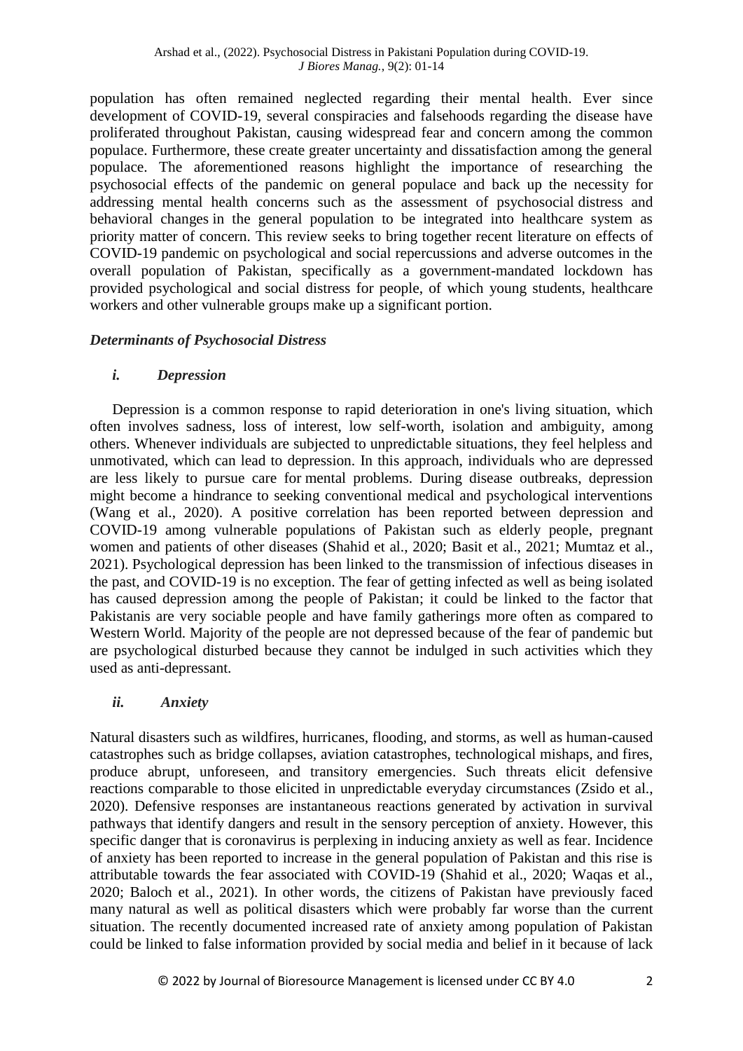population has often remained neglected regarding their mental health. Ever since development of COVID-19, several conspiracies and falsehoods regarding the disease have proliferated throughout Pakistan, causing widespread fear and concern among the common populace. Furthermore, these create greater uncertainty and dissatisfaction among the general populace. The aforementioned reasons highlight the importance of researching the psychosocial effects of the pandemic on general populace and back up the necessity for addressing mental health concerns such as the assessment of psychosocial distress and behavioral changes in the general population to be integrated into healthcare system as priority matter of concern. This review seeks to bring together recent literature on effects of COVID-19 pandemic on psychological and social repercussions and adverse outcomes in the overall population of Pakistan, specifically as a government-mandated lockdown has provided psychological and social distress for people, of which young students, healthcare workers and other vulnerable groups make up a significant portion.

### *Determinants of Psychosocial Distress*

#### *i. Depression*

Depression is a common response to rapid deterioration in one's living situation, which often involves sadness, loss of interest, low self-worth, isolation and ambiguity, among others. Whenever individuals are subjected to unpredictable situations, they feel helpless and unmotivated, which can lead to depression. In this approach, individuals who are depressed are less likely to pursue care for mental problems. During disease outbreaks, depression might become a hindrance to seeking conventional medical and psychological interventions (Wang et al., 2020). A positive correlation has been reported between depression and COVID-19 among vulnerable populations of Pakistan such as elderly people, pregnant women and patients of other diseases (Shahid et al., 2020; Basit et al., 2021; Mumtaz et al., 2021). Psychological depression has been linked to the transmission of infectious diseases in the past, and COVID-19 is no exception. The fear of getting infected as well as being isolated has caused depression among the people of Pakistan; it could be linked to the factor that Pakistanis are very sociable people and have family gatherings more often as compared to Western World. Majority of the people are not depressed because of the fear of pandemic but are psychological disturbed because they cannot be indulged in such activities which they used as anti-depressant.

#### *ii. Anxiety*

Natural disasters such as wildfires, hurricanes, flooding, and storms, as well as human-caused catastrophes such as bridge collapses, aviation catastrophes, technological mishaps, and fires, produce abrupt, unforeseen, and transitory emergencies. Such threats elicit defensive reactions comparable to those elicited in unpredictable everyday circumstances (Zsido et al., 2020). Defensive responses are instantaneous reactions generated by activation in survival pathways that identify dangers and result in the sensory perception of anxiety. However, this specific danger that is coronavirus is perplexing in inducing anxiety as well as fear. Incidence of anxiety has been reported to increase in the general population of Pakistan and this rise is attributable towards the fear associated with COVID-19 (Shahid et al., 2020; Waqas et al., 2020; Baloch et al., 2021). In other words, the citizens of Pakistan have previously faced many natural as well as political disasters which were probably far worse than the current situation. The recently documented increased rate of anxiety among population of Pakistan could be linked to false information provided by social media and belief in it because of lack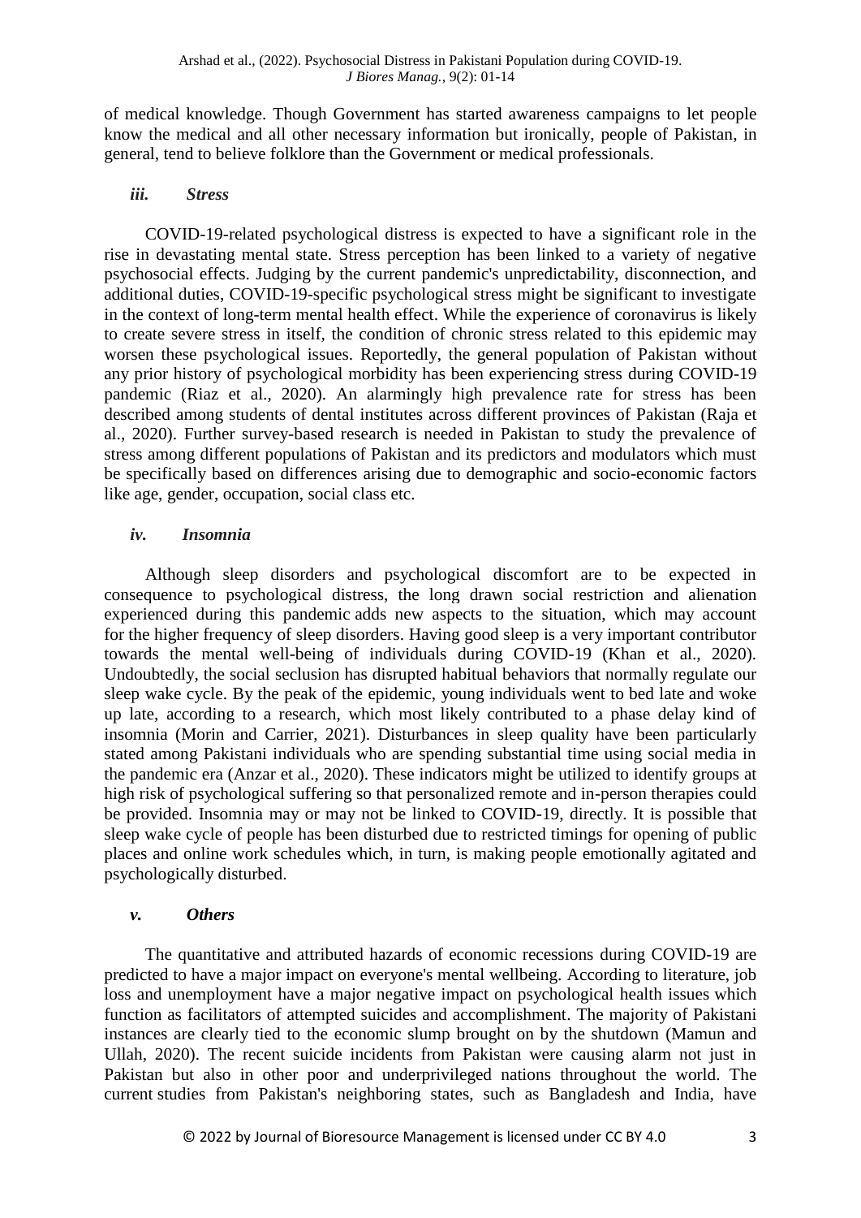of medical knowledge. Though Government has started awareness campaigns to let people know the medical and all other necessary information but ironically, people of Pakistan, in general, tend to believe folklore than the Government or medical professionals.

#### *iii. Stress*

COVID-19-related psychological distress is expected to have a significant role in the rise in devastating mental state. Stress perception has been linked to a variety of negative psychosocial effects. Judging by the current pandemic's unpredictability, disconnection, and additional duties, COVID-19-specific psychological stress might be significant to investigate in the context of long-term mental health effect. While the experience of coronavirus is likely to create severe stress in itself, the condition of chronic stress related to this epidemic may worsen these psychological issues. Reportedly, the general population of Pakistan without any prior history of psychological morbidity has been experiencing stress during COVID-19 pandemic (Riaz et al., 2020). An alarmingly high prevalence rate for stress has been described among students of dental institutes across different provinces of Pakistan (Raja et al., 2020). Further survey-based research is needed in Pakistan to study the prevalence of stress among different populations of Pakistan and its predictors and modulators which must be specifically based on differences arising due to demographic and socio-economic factors like age, gender, occupation, social class etc.

#### *iv. Insomnia*

Although sleep disorders and psychological discomfort are to be expected in consequence to psychological distress, the long drawn social restriction and alienation experienced during this pandemic adds new aspects to the situation, which may account for the higher frequency of sleep disorders. Having good sleep is a very important contributor towards the mental well-being of individuals during COVID-19 (Khan et al., 2020). Undoubtedly, the social seclusion has disrupted habitual behaviors that normally regulate our sleep wake cycle. By the peak of the epidemic, young individuals went to bed late and woke up late, according to a research, which most likely contributed to a phase delay kind of insomnia (Morin and Carrier, 2021). Disturbances in sleep quality have been particularly stated among Pakistani individuals who are spending substantial time using social media in the pandemic era (Anzar et al., 2020). These indicators might be utilized to identify groups at high risk of psychological suffering so that personalized remote and in-person therapies could be provided. Insomnia may or may not be linked to COVID-19, directly. It is possible that sleep wake cycle of people has been disturbed due to restricted timings for opening of public places and online work schedules which, in turn, is making people emotionally agitated and psychologically disturbed.

#### *v. Others*

The quantitative and attributed hazards of economic recessions during COVID-19 are predicted to have a major impact on everyone's mental wellbeing. According to literature, job loss and unemployment have a major negative impact on psychological health issues which function as facilitators of attempted suicides and accomplishment. The majority of Pakistani instances are clearly tied to the economic slump brought on by the shutdown (Mamun and Ullah, 2020). The recent suicide incidents from Pakistan were causing alarm not just in Pakistan but also in other poor and underprivileged nations throughout the world. The current studies from Pakistan's neighboring states, such as Bangladesh and India, have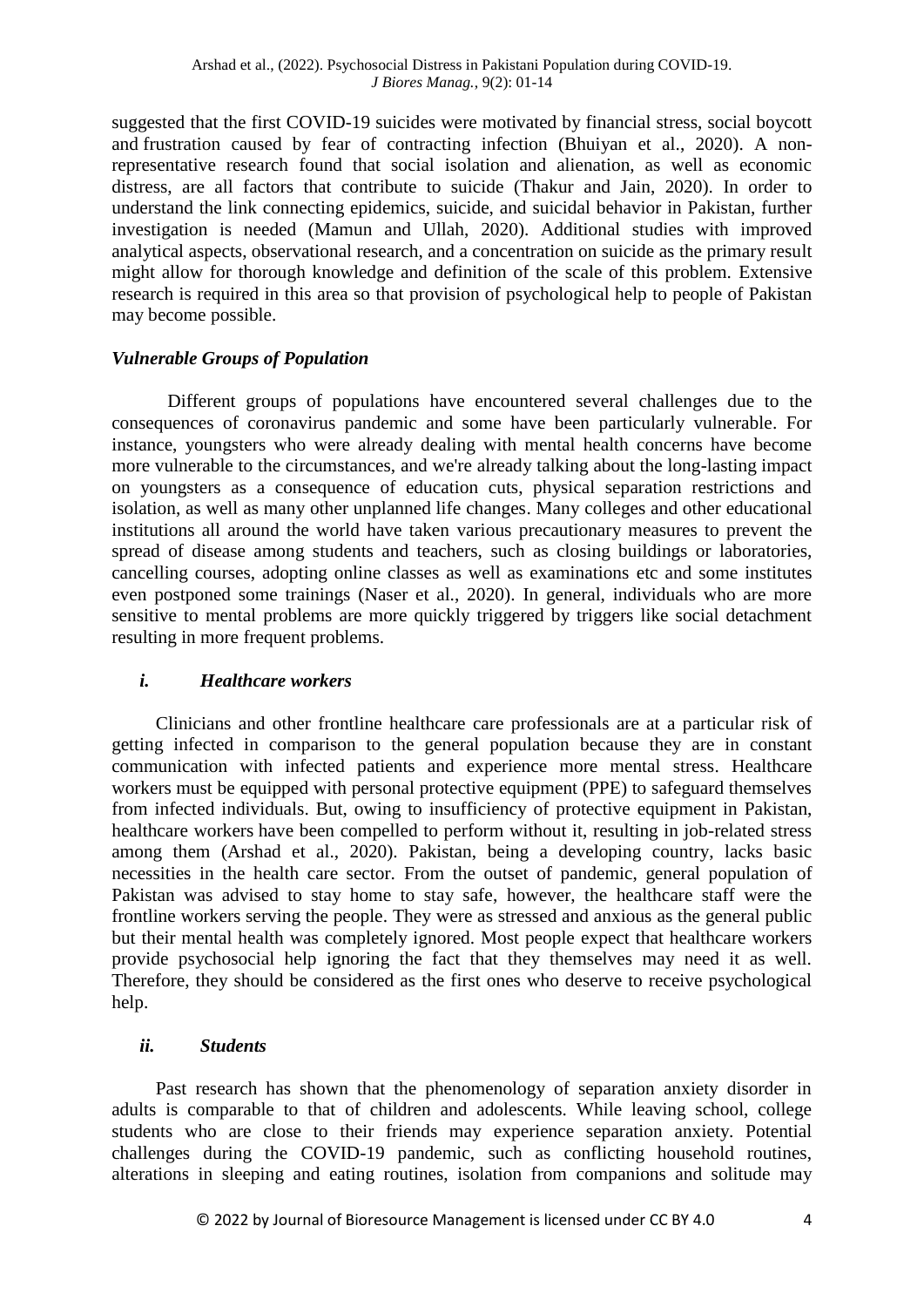suggested that the first COVID-19 suicides were motivated by financial stress, social boycott and frustration caused by fear of contracting infection (Bhuiyan et al., 2020). A non-representative research found that social isolation and alienation, as well as economic distress, are all factors that contribute to suicide (Thakur and Jain, 2020). In order to understand the link connecting epidemics, suicide, and suicidal behavior in Pakistan, further investigation is needed (Mamun and Ullah, 2020). Additional studies with improved analytical aspects, observational research, and a concentration on suicide as the primary result might allow for thorough knowledge and definition of the scale of this problem. Extensive research is required in this area so that provision of psychological help to people of Pakistan may become possible.

### *Vulnerable Groups of Population*

Different groups of populations have encountered several challenges due to the consequences of coronavirus pandemic and some have been particularly vulnerable. For instance, youngsters who were already dealing with mental health concerns have become more vulnerable to the circumstances, and we're already talking about the long-lasting impact on youngsters as a consequence of education cuts, physical separation restrictions and isolation, as well as many other unplanned life changes. Many colleges and other educational institutions all around the world have taken various precautionary measures to prevent the spread of disease among students and teachers, such as closing buildings or laboratories, cancelling courses, adopting online classes as well as examinations etc and some institutes even postponed some trainings (Naser et al., 2020). In general, individuals who are more sensitive to mental problems are more quickly triggered by triggers like social detachment resulting in more frequent problems.

#### *i. Healthcare workers*

Clinicians and other frontline healthcare care professionals are at a particular risk of getting infected in comparison to the general population because they are in constant communication with infected patients and experience more mental stress. Healthcare workers must be equipped with personal protective equipment (PPE) to safeguard themselves from infected individuals. But, owing to insufficiency of protective equipment in Pakistan, healthcare workers have been compelled to perform without it, resulting in job-related stress among them (Arshad et al., 2020). Pakistan, being a developing country, lacks basic necessities in the health care sector. From the outset of pandemic, general population of Pakistan was advised to stay home to stay safe, however, the healthcare staff were the frontline workers serving the people. They were as stressed and anxious as the general public but their mental health was completely ignored. Most people expect that healthcare workers provide psychosocial help ignoring the fact that they themselves may need it as well. Therefore, they should be considered as the first ones who deserve to receive psychological help.

#### *ii. Students*

Past research has shown that the phenomenology of separation anxiety disorder in adults is comparable to that of children and adolescents. While leaving school, college students who are close to their friends may experience separation anxiety. Potential challenges during the COVID-19 pandemic, such as conflicting household routines, alterations in sleeping and eating routines, isolation from companions and solitude may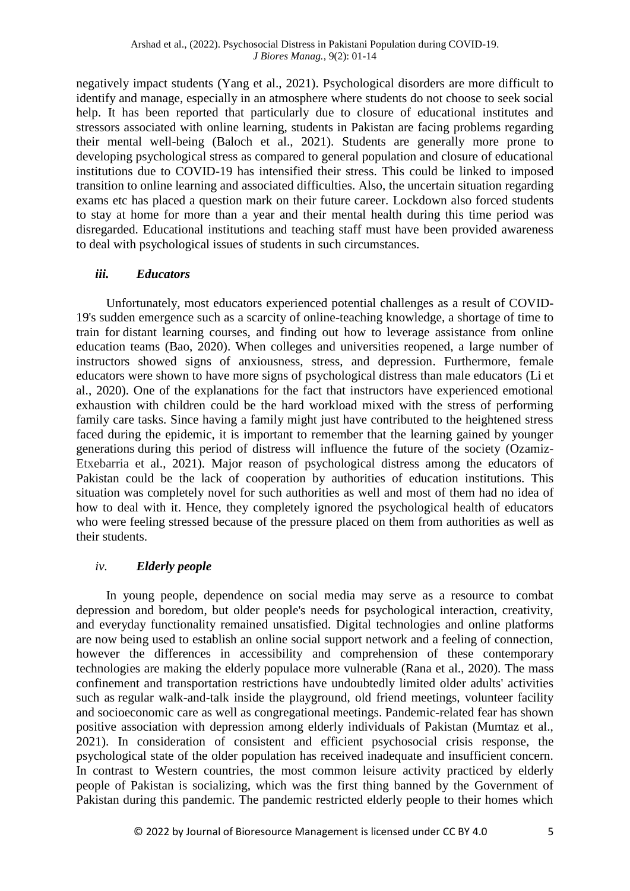negatively impact students (Yang et al., 2021). Psychological disorders are more difficult to identify and manage, especially in an atmosphere where students do not choose to seek social help. It has been reported that particularly due to closure of educational institutes and stressors associated with online learning, students in Pakistan are facing problems regarding their mental well-being (Baloch et al., 2021). Students are generally more prone to developing psychological stress as compared to general population and closure of educational institutions due to COVID-19 has intensified their stress. This could be linked to imposed transition to online learning and associated difficulties. Also, the uncertain situation regarding exams etc has placed a question mark on their future career. Lockdown also forced students to stay at home for more than a year and their mental health during this time period was disregarded. Educational institutions and teaching staff must have been provided awareness to deal with psychological issues of students in such circumstances.

### *iii. Educators*

Unfortunately, most educators experienced potential challenges as a result of COVID-19's sudden emergence such as a scarcity of online-teaching knowledge, a shortage of time to train for distant learning courses, and finding out how to leverage assistance from online education teams (Bao, 2020). When colleges and universities reopened, a large number of instructors showed signs of anxiousness, stress, and depression. Furthermore, female educators were shown to have more signs of psychological distress than male educators (Li et al., 2020). One of the explanations for the fact that instructors have experienced emotional exhaustion with children could be the hard workload mixed with the stress of performing family care tasks. Since having a family might just have contributed to the heightened stress faced during the epidemic, it is important to remember that the learning gained by younger generations during this period of distress will influence the future of the society (Ozamiz-Etxebarria et al., 2021). Major reason of psychological distress among the educators of Pakistan could be the lack of cooperation by authorities of education institutions. This situation was completely novel for such authorities as well and most of them had no idea of how to deal with it. Hence, they completely ignored the psychological health of educators who were feeling stressed because of the pressure placed on them from authorities as well as their students.

### *iv. Elderly people*

In young people, dependence on social media may serve as a resource to combat depression and boredom, but older people's needs for psychological interaction, creativity, and everyday functionality remained unsatisfied. Digital technologies and online platforms are now being used to establish an online social support network and a feeling of connection, however the differences in accessibility and comprehension of these contemporary technologies are making the elderly populace more vulnerable (Rana et al., 2020). The mass confinement and transportation restrictions have undoubtedly limited older adults' activities such as regular walk-and-talk inside the playground, old friend meetings, volunteer facility and socioeconomic care as well as congregational meetings. Pandemic-related fear has shown positive association with depression among elderly individuals of Pakistan (Mumtaz et al., 2021). In consideration of consistent and efficient psychosocial crisis response, the psychological state of the older population has received inadequate and insufficient concern. In contrast to Western countries, the most common leisure activity practiced by elderly people of Pakistan is socializing, which was the first thing banned by the Government of Pakistan during this pandemic. The pandemic restricted elderly people to their homes which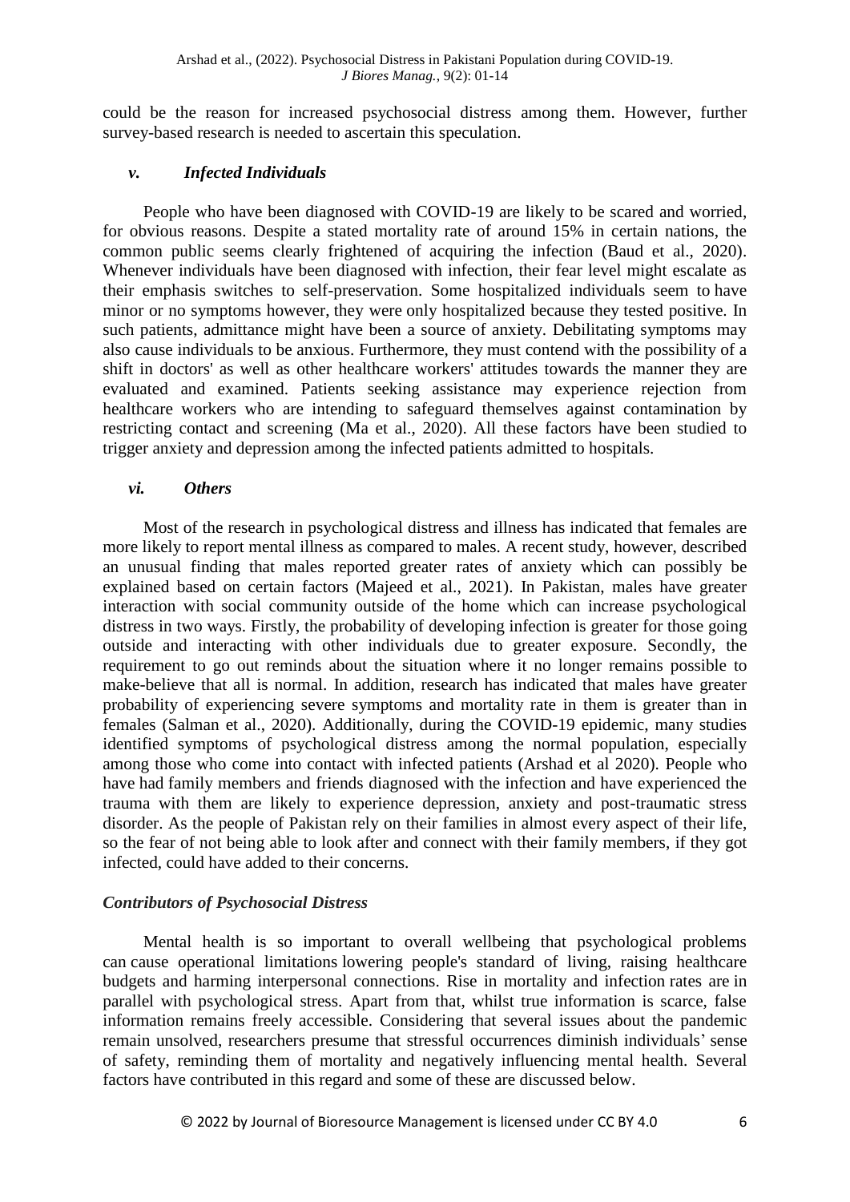could be the reason for increased psychosocial distress among them. However, further survey-based research is needed to ascertain this speculation.

### *v. Infected Individuals*

People who have been diagnosed with COVID-19 are likely to be scared and worried, for obvious reasons. Despite a stated mortality rate of around 15% in certain nations, the common public seems clearly frightened of acquiring the infection (Baud et al., 2020). Whenever individuals have been diagnosed with infection, their fear level might escalate as their emphasis switches to self-preservation. Some hospitalized individuals seem to have minor or no symptoms however, they were only hospitalized because they tested positive. In such patients, admittance might have been a source of anxiety. Debilitating symptoms may also cause individuals to be anxious. Furthermore, they must contend with the possibility of a shift in doctors' as well as other healthcare workers' attitudes towards the manner they are evaluated and examined. Patients seeking assistance may experience rejection from healthcare workers who are intending to safeguard themselves against contamination by restricting contact and screening (Ma et al., 2020). All these factors have been studied to trigger anxiety and depression among the infected patients admitted to hospitals.

### *vi. Others*

Most of the research in psychological distress and illness has indicated that females are more likely to report mental illness as compared to males. A recent study, however, described an unusual finding that males reported greater rates of anxiety which can possibly be explained based on certain factors (Majeed et al., 2021). In Pakistan, males have greater interaction with social community outside of the home which can increase psychological distress in two ways. Firstly, the probability of developing infection is greater for those going outside and interacting with other individuals due to greater exposure. Secondly, the requirement to go out reminds about the situation where it no longer remains possible to make-believe that all is normal. In addition, research has indicated that males have greater probability of experiencing severe symptoms and mortality rate in them is greater than in females (Salman et al., 2020). Additionally, during the COVID-19 epidemic, many studies identified symptoms of psychological distress among the normal population, especially among those who come into contact with infected patients (Arshad et al 2020). People who have had family members and friends diagnosed with the infection and have experienced the trauma with them are likely to experience depression, anxiety and post-traumatic stress disorder. As the people of Pakistan rely on their families in almost every aspect of their life, so the fear of not being able to look after and connect with their family members, if they got infected, could have added to their concerns.

### *Contributors of Psychosocial Distress*

Mental health is so important to overall wellbeing that psychological problems can cause operational limitations lowering people's standard of living, raising healthcare budgets and harming interpersonal connections. Rise in mortality and infection rates are in parallel with psychological stress. Apart from that, whilst true information is scarce, false information remains freely accessible. Considering that several issues about the pandemic remain unsolved, researchers presume that stressful occurrences diminish individuals' sense of safety, reminding them of mortality and negatively influencing mental health. Several factors have contributed in this regard and some of these are discussed below.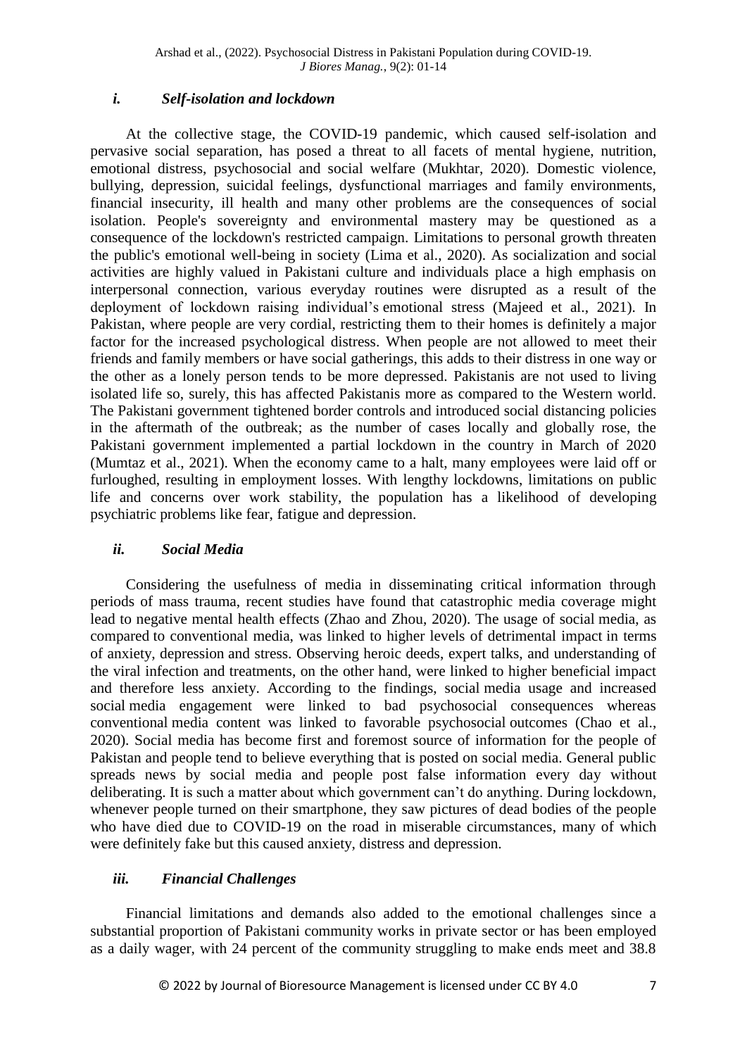### *i. Self-isolation and lockdown*

At the collective stage, the COVID-19 pandemic, which caused self-isolation and pervasive social separation, has posed a threat to all facets of mental hygiene, nutrition, emotional distress, psychosocial and social welfare (Mukhtar, 2020). Domestic violence, bullying, depression, suicidal feelings, dysfunctional marriages and family environments, financial insecurity, ill health and many other problems are the consequences of social isolation. People's sovereignty and environmental mastery may be questioned as a consequence of the lockdown's restricted campaign. Limitations to personal growth threaten the public's emotional well-being in society (Lima et al., 2020). As socialization and social activities are highly valued in Pakistani culture and individuals place a high emphasis on interpersonal connection, various everyday routines were disrupted as a result of the deployment of lockdown raising individual's emotional stress (Majeed et al., 2021). In Pakistan, where people are very cordial, restricting them to their homes is definitely a major factor for the increased psychological distress. When people are not allowed to meet their friends and family members or have social gatherings, this adds to their distress in one way or the other as a lonely person tends to be more depressed. Pakistanis are not used to living isolated life so, surely, this has affected Pakistanis more as compared to the Western world. The Pakistani government tightened border controls and introduced social distancing policies in the aftermath of the outbreak; as the number of cases locally and globally rose, the Pakistani government implemented a partial lockdown in the country in March of 2020 (Mumtaz et al., 2021). When the economy came to a halt, many employees were laid off or furloughed, resulting in employment losses. With lengthy lockdowns, limitations on public life and concerns over work stability, the population has a likelihood of developing psychiatric problems like fear, fatigue and depression.

### *ii. Social Media*

Considering the usefulness of media in disseminating critical information through periods of mass trauma, recent studies have found that catastrophic media coverage might lead to negative mental health effects (Zhao and Zhou, 2020). The usage of social media, as compared to conventional media, was linked to higher levels of detrimental impact in terms of anxiety, depression and stress. Observing heroic deeds, expert talks, and understanding of the viral infection and treatments, on the other hand, were linked to higher beneficial impact and therefore less anxiety. According to the findings, social media usage and increased social media engagement were linked to bad psychosocial consequences whereas conventional media content was linked to favorable psychosocial outcomes (Chao et al., 2020). Social media has become first and foremost source of information for the people of Pakistan and people tend to believe everything that is posted on social media. General public spreads news by social media and people post false information every day without deliberating. It is such a matter about which government can't do anything. During lockdown, whenever people turned on their smartphone, they saw pictures of dead bodies of the people who have died due to COVID-19 on the road in miserable circumstances, many of which were definitely fake but this caused anxiety, distress and depression.

### *iii. Financial Challenges*

Financial limitations and demands also added to the emotional challenges since a substantial proportion of Pakistani community works in private sector or has been employed as a daily wager, with 24 percent of the community struggling to make ends meet and 38.8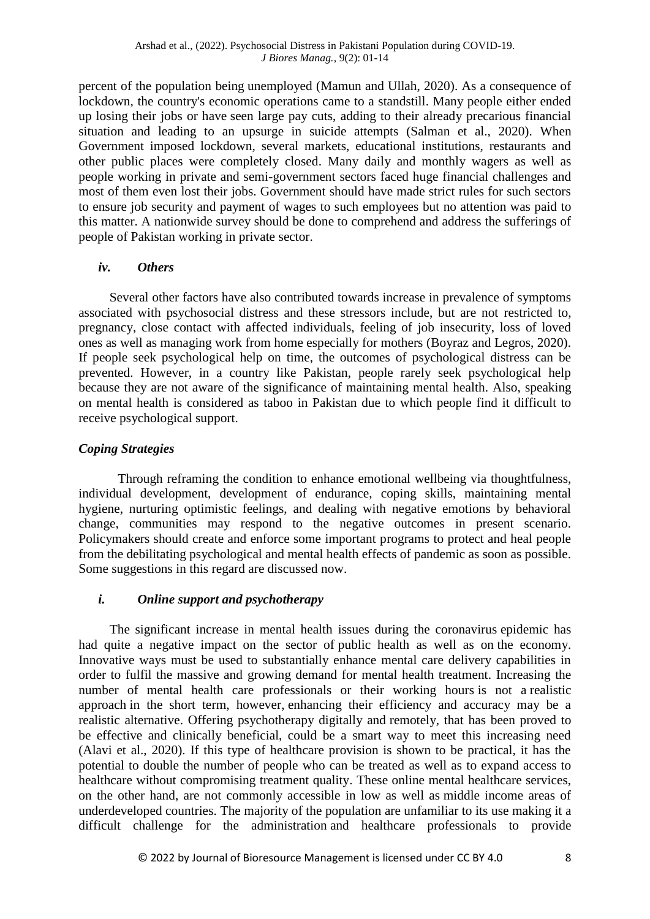percent of the population being unemployed (Mamun and Ullah, 2020). As a consequence of lockdown, the country's economic operations came to a standstill. Many people either ended up losing their jobs or have seen large pay cuts, adding to their already precarious financial situation and leading to an upsurge in suicide attempts (Salman et al., 2020). When Government imposed lockdown, several markets, educational institutions, restaurants and other public places were completely closed. Many daily and monthly wagers as well as people working in private and semi-government sectors faced huge financial challenges and most of them even lost their jobs. Government should have made strict rules for such sectors to ensure job security and payment of wages to such employees but no attention was paid to this matter. A nationwide survey should be done to comprehend and address the sufferings of people of Pakistan working in private sector.

#### *iv. Others*

Several other factors have also contributed towards increase in prevalence of symptoms associated with psychosocial distress and these stressors include, but are not restricted to, pregnancy, close contact with affected individuals, feeling of job insecurity, loss of loved ones as well as managing work from home especially for mothers (Boyraz and Legros, 2020). If people seek psychological help on time, the outcomes of psychological distress can be prevented. However, in a country like Pakistan, people rarely seek psychological help because they are not aware of the significance of maintaining mental health. Also, speaking on mental health is considered as taboo in Pakistan due to which people find it difficult to receive psychological support.

### *Coping Strategies*

Through reframing the condition to enhance emotional wellbeing via thoughtfulness, individual development, development of endurance, coping skills, maintaining mental hygiene, nurturing optimistic feelings, and dealing with negative emotions by behavioral change, communities may respond to the negative outcomes in present scenario. Policymakers should create and enforce some important programs to protect and heal people from the debilitating psychological and mental health effects of pandemic as soon as possible. Some suggestions in this regard are discussed now.

#### *i. Online support and psychotherapy*

The significant increase in mental health issues during the coronavirus epidemic has had quite a negative impact on the sector of public health as well as on the economy. Innovative ways must be used to substantially enhance mental care delivery capabilities in order to fulfil the massive and growing demand for mental health treatment. Increasing the number of mental health care professionals or their working hours is not a realistic approach in the short term, however, enhancing their efficiency and accuracy may be a realistic alternative. Offering psychotherapy digitally and remotely, that has been proved to be effective and clinically beneficial, could be a smart way to meet this increasing need (Alavi et al., 2020). If this type of healthcare provision is shown to be practical, it has the potential to double the number of people who can be treated as well as to expand access to healthcare without compromising treatment quality. These online mental healthcare services, on the other hand, are not commonly accessible in low as well as middle income areas of underdeveloped countries. The majority of the population are unfamiliar to its use making it a difficult challenge for the administration and healthcare professionals to provide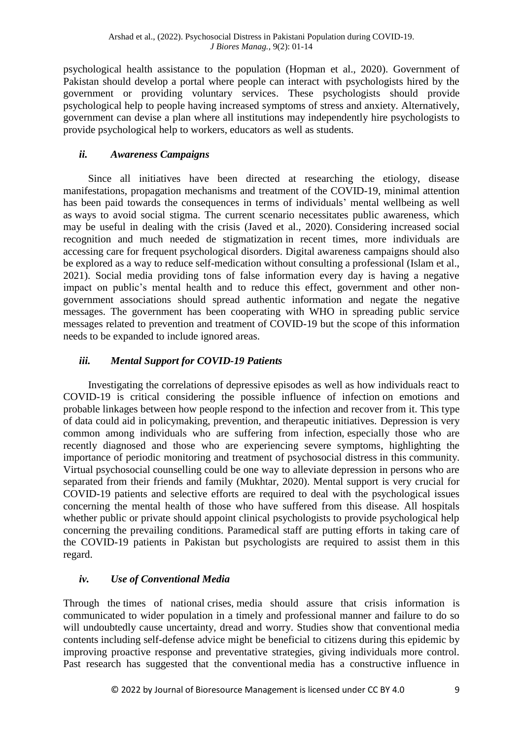psychological health assistance to the population (Hopman et al., 2020). Government of Pakistan should develop a portal where people can interact with psychologists hired by the government or providing voluntary services. These psychologists should provide psychological help to people having increased symptoms of stress and anxiety. Alternatively, government can devise a plan where all institutions may independently hire psychologists to provide psychological help to workers, educators as well as students.

### *ii. Awareness Campaigns*

Since all initiatives have been directed at researching the etiology, disease manifestations, propagation mechanisms and treatment of the COVID-19, minimal attention has been paid towards the consequences in terms of individuals' mental wellbeing as well as ways to avoid social stigma. The current scenario necessitates public awareness, which may be useful in dealing with the crisis (Javed et al., 2020). Considering increased social recognition and much needed de stigmatization in recent times, more individuals are accessing care for frequent psychological disorders. Digital awareness campaigns should also be explored as a way to reduce self-medication without consulting a professional (Islam et al., 2021). Social media providing tons of false information every day is having a negative impact on public's mental health and to reduce this effect, government and other non-government associations should spread authentic information and negate the negative messages. The government has been cooperating with WHO in spreading public service messages related to prevention and treatment of COVID-19 but the scope of this information needs to be expanded to include ignored areas.

### *iii. Mental Support for COVID-19 Patients*

Investigating the correlations of depressive episodes as well as how individuals react to COVID-19 is critical considering the possible influence of infection on emotions and probable linkages between how people respond to the infection and recover from it. This type of data could aid in policymaking, prevention, and therapeutic initiatives. Depression is very common among individuals who are suffering from infection, especially those who are recently diagnosed and those who are experiencing severe symptoms, highlighting the importance of periodic monitoring and treatment of psychosocial distress in this community. Virtual psychosocial counselling could be one way to alleviate depression in persons who are separated from their friends and family (Mukhtar, 2020). Mental support is very crucial for COVID-19 patients and selective efforts are required to deal with the psychological issues concerning the mental health of those who have suffered from this disease. All hospitals whether public or private should appoint clinical psychologists to provide psychological help concerning the prevailing conditions. Paramedical staff are putting efforts in taking care of the COVID-19 patients in Pakistan but psychologists are required to assist them in this regard.

### *iv. Use of Conventional Media*

Through the times of national crises, media should assure that crisis information is communicated to wider population in a timely and professional manner and failure to do so will undoubtedly cause uncertainty, dread and worry. Studies show that conventional media contents including self-defense advice might be beneficial to citizens during this epidemic by improving proactive response and preventative strategies, giving individuals more control. Past research has suggested that the conventional media has a constructive influence in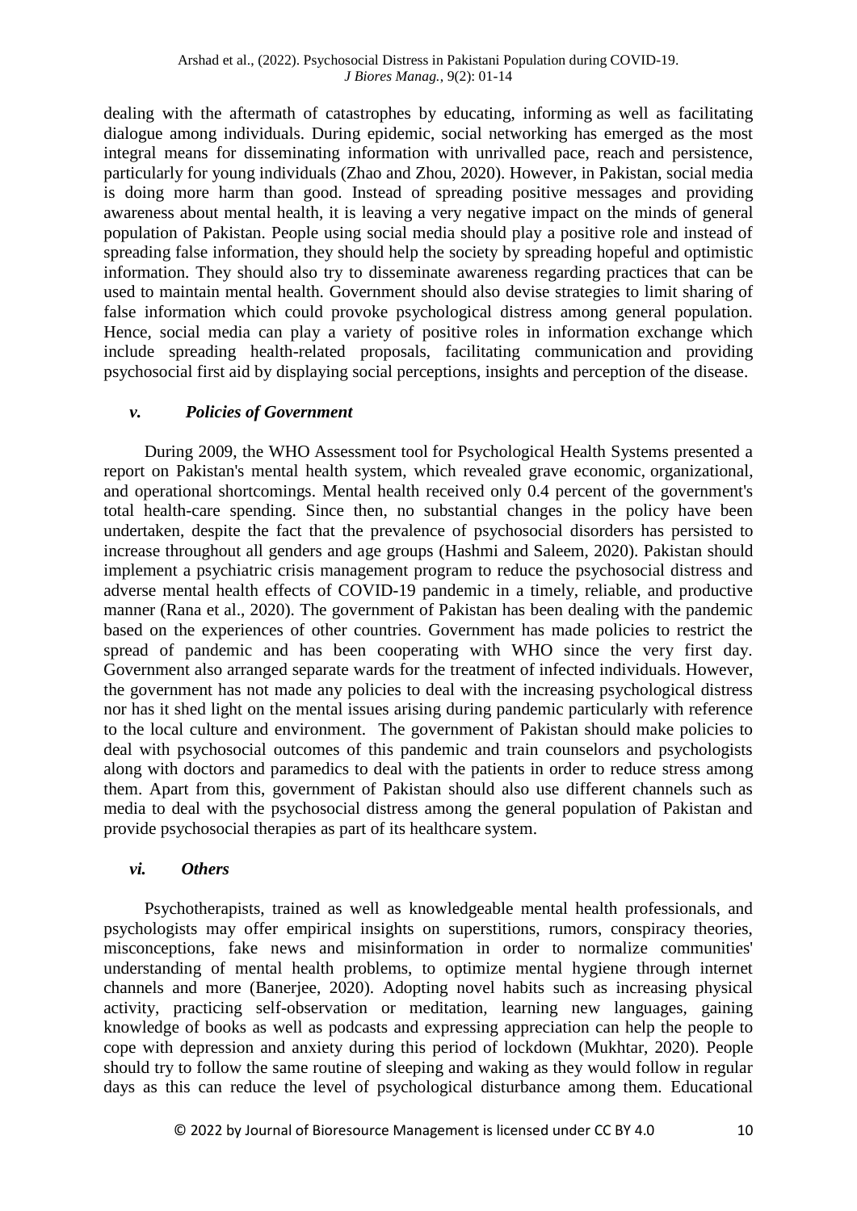dealing with the aftermath of catastrophes by educating, informing as well as facilitating dialogue among individuals. During epidemic, social networking has emerged as the most integral means for disseminating information with unrivalled pace, reach and persistence, particularly for young individuals (Zhao and Zhou, 2020). However, in Pakistan, social media is doing more harm than good. Instead of spreading positive messages and providing awareness about mental health, it is leaving a very negative impact on the minds of general population of Pakistan. People using social media should play a positive role and instead of spreading false information, they should help the society by spreading hopeful and optimistic information. They should also try to disseminate awareness regarding practices that can be used to maintain mental health. Government should also devise strategies to limit sharing of false information which could provoke psychological distress among general population. Hence, social media can play a variety of positive roles in information exchange which include spreading health-related proposals, facilitating communication and providing psychosocial first aid by displaying social perceptions, insights and perception of the disease.

#### *v. Policies of Government*

During 2009, the WHO Assessment tool for Psychological Health Systems presented a report on Pakistan's mental health system, which revealed grave economic, organizational, and operational shortcomings. Mental health received only 0.4 percent of the government's total health-care spending. Since then, no substantial changes in the policy have been undertaken, despite the fact that the prevalence of psychosocial disorders has persisted to increase throughout all genders and age groups (Hashmi and Saleem, 2020). Pakistan should implement a psychiatric crisis management program to reduce the psychosocial distress and adverse mental health effects of COVID-19 pandemic in a timely, reliable, and productive manner (Rana et al., 2020). The government of Pakistan has been dealing with the pandemic based on the experiences of other countries. Government has made policies to restrict the spread of pandemic and has been cooperating with WHO since the very first day. Government also arranged separate wards for the treatment of infected individuals. However, the government has not made any policies to deal with the increasing psychological distress nor has it shed light on the mental issues arising during pandemic particularly with reference to the local culture and environment. The government of Pakistan should make policies to deal with psychosocial outcomes of this pandemic and train counselors and psychologists along with doctors and paramedics to deal with the patients in order to reduce stress among them. Apart from this, government of Pakistan should also use different channels such as media to deal with the psychosocial distress among the general population of Pakistan and provide psychosocial therapies as part of its healthcare system.

#### *vi. Others*

Psychotherapists, trained as well as knowledgeable mental health professionals, and psychologists may offer empirical insights on superstitions, rumors, conspiracy theories, misconceptions, fake news and misinformation in order to normalize communities' understanding of mental health problems, to optimize mental hygiene through internet channels and more (Banerjee, 2020). Adopting novel habits such as increasing physical activity, practicing self-observation or meditation, learning new languages, gaining knowledge of books as well as podcasts and expressing appreciation can help the people to cope with depression and anxiety during this period of lockdown (Mukhtar, 2020). People should try to follow the same routine of sleeping and waking as they would follow in regular days as this can reduce the level of psychological disturbance among them. Educational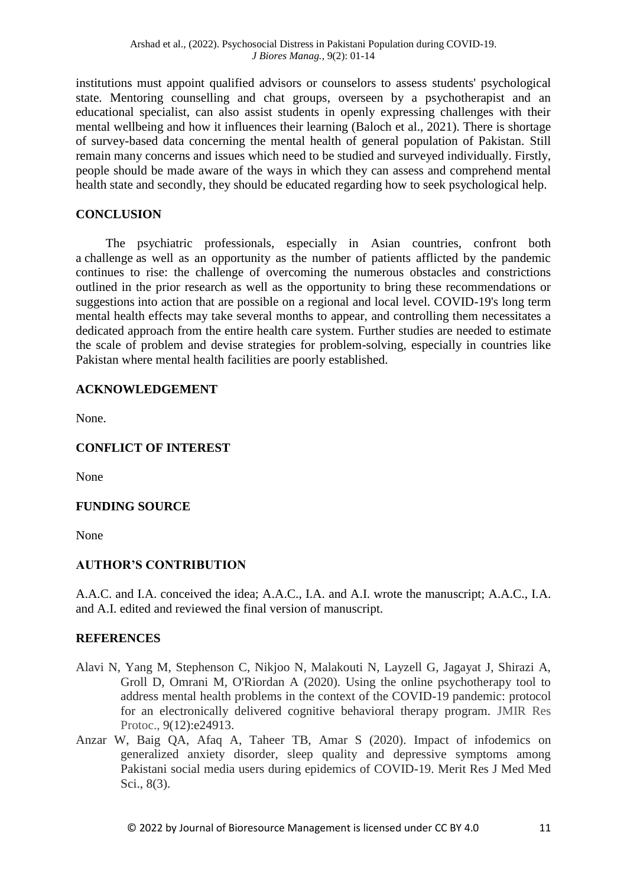institutions must appoint qualified advisors or counselors to assess students' psychological state. Mentoring counselling and chat groups, overseen by a psychotherapist and an educational specialist, can also assist students in openly expressing challenges with their mental wellbeing and how it influences their learning (Baloch et al., 2021). There is shortage of survey-based data concerning the mental health of general population of Pakistan. Still remain many concerns and issues which need to be studied and surveyed individually. Firstly, people should be made aware of the ways in which they can assess and comprehend mental health state and secondly, they should be educated regarding how to seek psychological help.

## CONCLUSION

The psychiatric professionals, especially in Asian countries, confront both a challenge as well as an opportunity as the number of patients afflicted by the pandemic continues to rise: the challenge of overcoming the numerous obstacles and constrictions outlined in the prior research as well as the opportunity to bring these recommendations or suggestions into action that are possible on a regional and local level. COVID-19's long term mental health effects may take several months to appear, and controlling them necessitates a dedicated approach from the entire health care system. Further studies are needed to estimate the scale of problem and devise strategies for problem-solving, especially in countries like Pakistan where mental health facilities are poorly established.

## ACKNOWLEDGEMENT

None.

## CONFLICT OF INTEREST

None

## FUNDING SOURCE

None

## AUTHOR'S CONTRIBUTION

A.A.C. and I.A. conceived the idea; A.A.C., I.A. and A.I. wrote the manuscript; A.A.C., I.A. and A.I. edited and reviewed the final version of manuscript.

## REFERENCES

Alavi N, Yang M, Stephenson C, Nikjoo N, Malakouti N, Layzell G, Jagayat J, Shirazi A, Groll D, Omrani M, O'Riordan A (2020). Using the online psychotherapy tool to address mental health problems in the context of the COVID-19 pandemic: protocol for an electronically delivered cognitive behavioral therapy program. JMIR Res Protoc., 9(12):e24913.

Anzar W, Baig QA, Afaq A, Taheer TB, Amar S (2020). Impact of infodemics on generalized anxiety disorder, sleep quality and depressive symptoms among Pakistani social media users during epidemics of COVID-19. Merit Res J Med Med Sci., 8(3).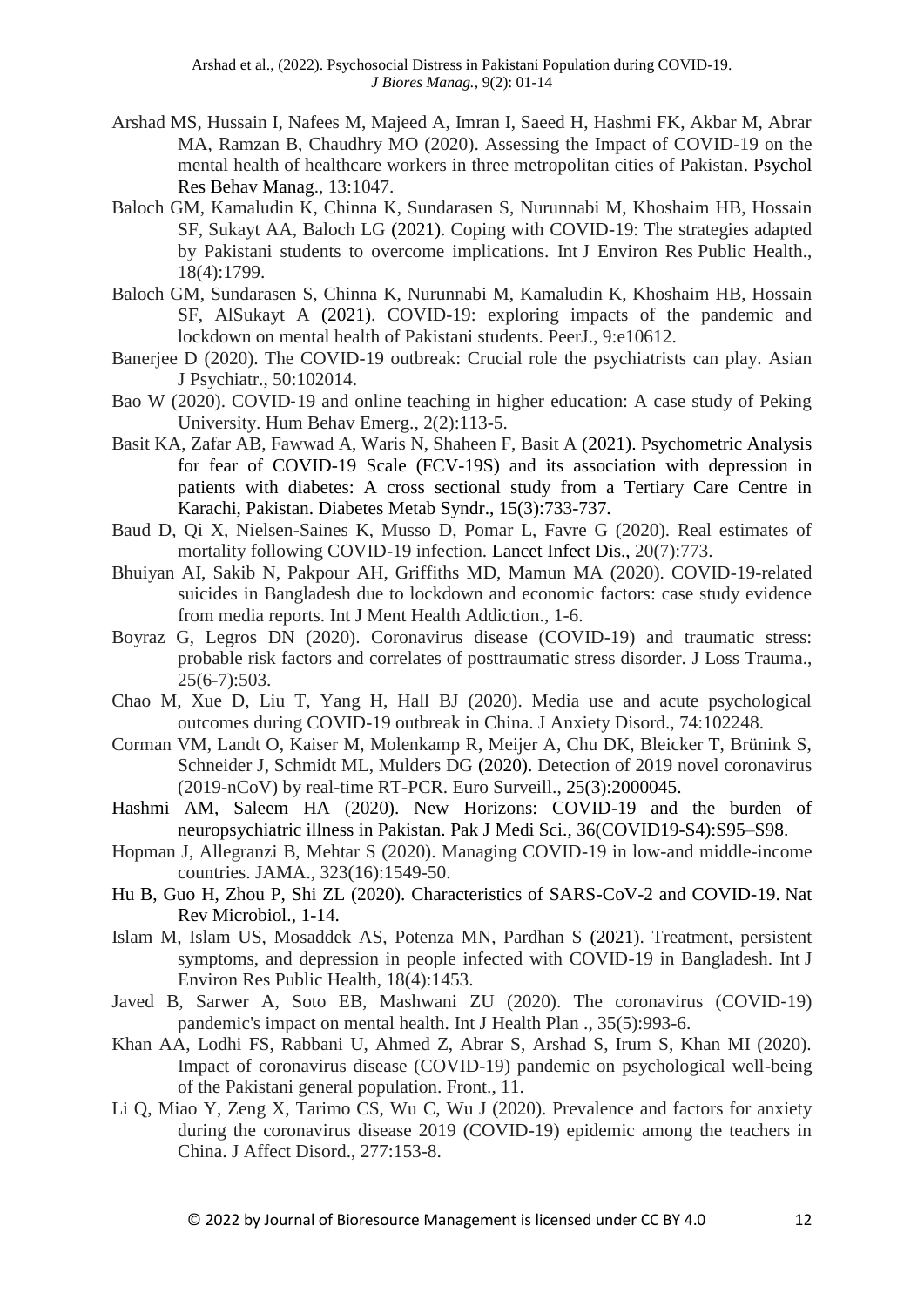Arshad MS, Hussain I, Nafees M, Majeed A, Imran I, Saeed H, Hashmi FK, Akbar M, Abrar MA, Ramzan B, Chaudhry MO (2020). Assessing the Impact of COVID-19 on the mental health of healthcare workers in three metropolitan cities of Pakistan. Psychol Res Behav Manag., 13:1047.

Baloch GM, Kamaludin K, Chinna K, Sundarasen S, Nurunnabi M, Khoshaim HB, Hossain SF, Sukayt AA, Baloch LG (2021). Coping with COVID-19: The strategies adapted by Pakistani students to overcome implications. Int J Environ Res Public Health., 18(4):1799.

Baloch GM, Sundarasen S, Chinna K, Nurunnabi M, Kamaludin K, Khoshaim HB, Hossain SF, AlSukayt A (2021). COVID-19: exploring impacts of the pandemic and lockdown on mental health of Pakistani students. PeerJ., 9:e10612.

Banerjee D (2020). The COVID-19 outbreak: Crucial role the psychiatrists can play. Asian J Psychiatr., 50:102014.

Bao W (2020). COVID‐19 and online teaching in higher education: A case study of Peking University. Hum Behav Emerg., 2(2):113-5.

Basit KA, Zafar AB, Fawwad A, Waris N, Shaheen F, Basit A (2021). Psychometric Analysis for fear of COVID-19 Scale (FCV-19S) and its association with depression in patients with diabetes: A cross sectional study from a Tertiary Care Centre in Karachi, Pakistan. Diabetes Metab Syndr., 15(3):733-737.

Baud D, Qi X, Nielsen-Saines K, Musso D, Pomar L, Favre G (2020). Real estimates of mortality following COVID-19 infection. Lancet Infect Dis., 20(7):773.

Bhuiyan AI, Sakib N, Pakpour AH, Griffiths MD, Mamun MA (2020). COVID-19-related suicides in Bangladesh due to lockdown and economic factors: case study evidence from media reports. Int J Ment Health Addiction., 1-6.

Boyraz G, Legros DN (2020). Coronavirus disease (COVID-19) and traumatic stress: probable risk factors and correlates of posttraumatic stress disorder. J Loss Trauma., 25(6-7):503.

Chao M, Xue D, Liu T, Yang H, Hall BJ (2020). Media use and acute psychological outcomes during COVID-19 outbreak in China. J Anxiety Disord., 74:102248.

Corman VM, Landt O, Kaiser M, Molenkamp R, Meijer A, Chu DK, Bleicker T, Brünink S, Schneider J, Schmidt ML, Mulders DG (2020). Detection of 2019 novel coronavirus (2019-nCoV) by real-time RT-PCR. Euro Surveill., 25(3):2000045.

Hashmi AM, Saleem HA (2020). New Horizons: COVID-19 and the burden of neuropsychiatric illness in Pakistan. Pak J Medi Sci., 36(COVID19-S4):S95–S98.

Hopman J, Allegranzi B, Mehtar S (2020). Managing COVID-19 in low-and middle-income countries. JAMA., 323(16):1549-50.

Hu B, Guo H, Zhou P, Shi ZL (2020). Characteristics of SARS-CoV-2 and COVID-19. Nat Rev Microbiol., 1-14.

Islam M, Islam US, Mosaddek AS, Potenza MN, Pardhan S (2021). Treatment, persistent symptoms, and depression in people infected with COVID-19 in Bangladesh. Int J Environ Res Public Health, 18(4):1453.

Javed B, Sarwer A, Soto EB, Mashwani ZU (2020). The coronavirus (COVID‐19) pandemic's impact on mental health. Int J Health Plan ., 35(5):993-6.

Khan AA, Lodhi FS, Rabbani U, Ahmed Z, Abrar S, Arshad S, Irum S, Khan MI (2020). Impact of coronavirus disease (COVID-19) pandemic on psychological well-being of the Pakistani general population. Front., 11.

Li Q, Miao Y, Zeng X, Tarimo CS, Wu C, Wu J (2020). Prevalence and factors for anxiety during the coronavirus disease 2019 (COVID-19) epidemic among the teachers in China. J Affect Disord., 277:153-8.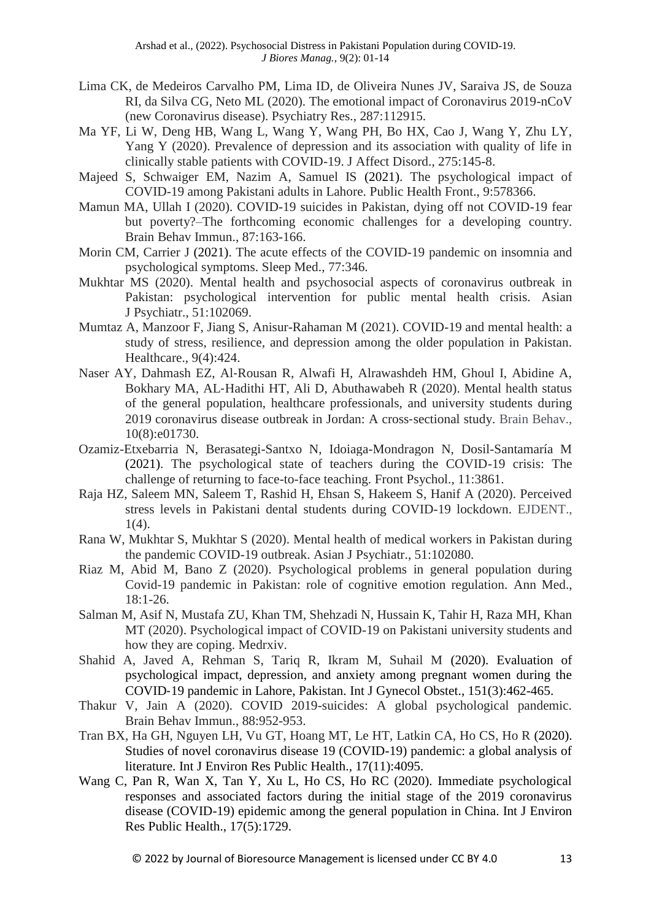Lima CK, de Medeiros Carvalho PM, Lima ID, de Oliveira Nunes JV, Saraiva JS, de Souza RI, da Silva CG, Neto ML (2020). The emotional impact of Coronavirus 2019-nCoV (new Coronavirus disease). Psychiatry Res., 287:112915.

Ma YF, Li W, Deng HB, Wang L, Wang Y, Wang PH, Bo HX, Cao J, Wang Y, Zhu LY, Yang Y (2020). Prevalence of depression and its association with quality of life in clinically stable patients with COVID-19. J Affect Disord., 275:145-8.

Majeed S, Schwaiger EM, Nazim A, Samuel IS (2021). The psychological impact of COVID-19 among Pakistani adults in Lahore. Public Health Front., 9:578366.

Mamun MA, Ullah I (2020). COVID-19 suicides in Pakistan, dying off not COVID-19 fear but poverty?–The forthcoming economic challenges for a developing country. Brain Behav Immun., 87:163-166.

Morin CM, Carrier J (2021). The acute effects of the COVID-19 pandemic on insomnia and psychological symptoms. Sleep Med., 77:346.

Mukhtar MS (2020). Mental health and psychosocial aspects of coronavirus outbreak in Pakistan: psychological intervention for public mental health crisis. Asian J Psychiatr., 51:102069.

Mumtaz A, Manzoor F, Jiang S, Anisur-Rahaman M (2021). COVID-19 and mental health: a study of stress, resilience, and depression among the older population in Pakistan. Healthcare., 9(4):424.

Naser AY, Dahmash EZ, Al-Rousan R, Alwafi H, Alrawashdeh HM, Ghoul I, Abidine A, Bokhary MA, AL-Hadithi HT, Ali D, Abuthawabeh R (2020). Mental health status of the general population, healthcare professionals, and university students during 2019 coronavirus disease outbreak in Jordan: A cross-sectional study. Brain Behav., 10(8):e01730.

Ozamiz-Etxebarria N, Berasategi-Santxo N, Idoiaga-Mondragon N, Dosil-Santamaría M (2021). The psychological state of teachers during the COVID-19 crisis: The challenge of returning to face-to-face teaching. Front Psychol., 11:3861.

Raja HZ, Saleem MN, Saleem T, Rashid H, Ehsan S, Hakeem S, Hanif A (2020). Perceived stress levels in Pakistani dental students during COVID-19 lockdown. EJDENT., 1(4).

Rana W, Mukhtar S, Mukhtar S (2020). Mental health of medical workers in Pakistan during the pandemic COVID-19 outbreak. Asian J Psychiatr., 51:102080.

Riaz M, Abid M, Bano Z (2020). Psychological problems in general population during Covid-19 pandemic in Pakistan: role of cognitive emotion regulation. Ann Med., 18:1-26.

Salman M, Asif N, Mustafa ZU, Khan TM, Shehzadi N, Hussain K, Tahir H, Raza MH, Khan MT (2020). Psychological impact of COVID-19 on Pakistani university students and how they are coping. Medrxiv.

Shahid A, Javed A, Rehman S, Tariq R, Ikram M, Suhail M (2020). Evaluation of psychological impact, depression, and anxiety among pregnant women during the COVID-19 pandemic in Lahore, Pakistan. Int J Gynecol Obstet., 151(3):462-465.

Thakur V, Jain A (2020). COVID 2019-suicides: A global psychological pandemic. Brain Behav Immun., 88:952-953.

Tran BX, Ha GH, Nguyen LH, Vu GT, Hoang MT, Le HT, Latkin CA, Ho CS, Ho R (2020). Studies of novel coronavirus disease 19 (COVID-19) pandemic: a global analysis of literature. Int J Environ Res Public Health., 17(11):4095.

Wang C, Pan R, Wan X, Tan Y, Xu L, Ho CS, Ho RC (2020). Immediate psychological responses and associated factors during the initial stage of the 2019 coronavirus disease (COVID-19) epidemic among the general population in China. Int J Environ Res Public Health., 17(5):1729.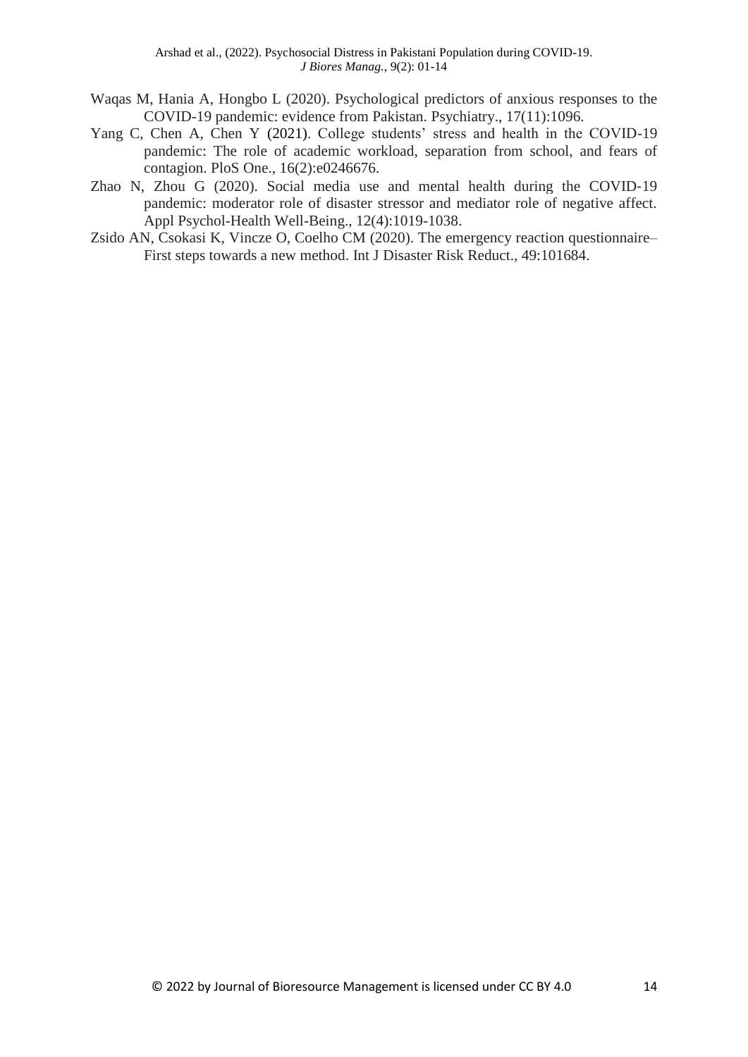Waqas M, Hania A, Hongbo L (2020). Psychological predictors of anxious responses to the COVID-19 pandemic: evidence from Pakistan. Psychiatry., 17(11):1096.

Yang C, Chen A, Chen Y (2021). College students' stress and health in the COVID-19 pandemic: The role of academic workload, separation from school, and fears of contagion. PloS One., 16(2):e0246676.

Zhao N, Zhou G (2020). Social media use and mental health during the COVID-19 pandemic: moderator role of disaster stressor and mediator role of negative affect. Appl Psychol-Health Well-Being., 12(4):1019-1038.

Zsido AN, Csokasi K, Vincze O, Coelho CM (2020). The emergency reaction questionnaire–First steps towards a new method. Int J Disaster Risk Reduct., 49:101684.